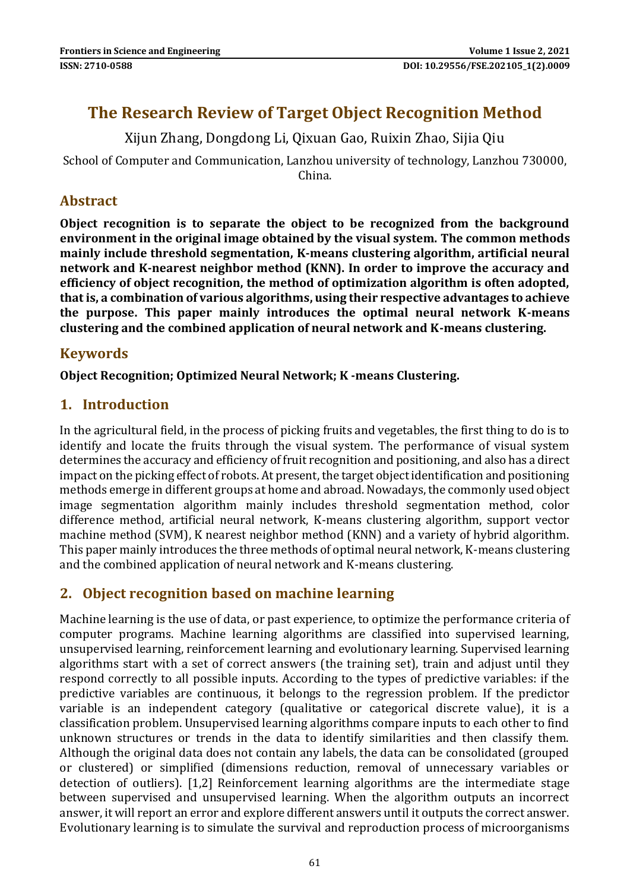# The Research Review of Target Object Recognition Method

Xijun Zhang, Dongdong Li, Qixuan Gao, Ruixin Zhao, Sijia Qiu

School of Computer and Communication, Lanzhou university of technology, Lanzhou 730000, China.

## Abstract

**Object recognition is to separate the object to be recognized from the background environment in the original image obtained by the visual system. The common methods mainly include threshold segmentation, K-means clustering algorithm, artificial neural network and K-nearest neighbor method (KNN). In order to improve the accuracy and efficiency of object recognition, the method of optimization algorithm is often adopted, that is, a combination of various algorithms, using their respective advantages to achieve the purpose. This paper mainly introduces the optimal neural network K-means clustering and the combined application of neural network and K-means clustering.**

## Keywords

**Object Recognition; Optimized Neural Network; K -means Clustering.**

## 1. Introduction

In the agricultural field, in the process of picking fruits and vegetables, the first thing to do is to identify and locate the fruits through the visual system. The performance of visual system determines the accuracy and efficiency of fruit recognition and positioning, and also has a direct impact on the picking effect of robots. At present, the target object identification and positioning methods emerge in different groups at home and abroad. Nowadays, the commonly used object image segmentation algorithm mainly includes threshold segmentation method, color difference method, artificial neural network, K-means clustering algorithm, support vector machine method (SVM), K nearest neighbor method (KNN) and a variety of hybrid algorithm. This paper mainly introduces the three methods of optimal neural network, K-means clustering and the combined application of neural network and K-means clustering.

## 2. Object recognition based on machine learning

Machine learning is the use of data, or past experience, to optimize the performance criteria of computer programs. Machine learning algorithms are classified into supervised learning, unsupervised learning, reinforcement learning and evolutionary learning. Supervised learning algorithms start with a set of correct answers (the training set), train and adjust until they respond correctly to all possible inputs. According to the types of predictive variables: if the predictive variables are continuous, it belongs to the regression problem. If the predictor variable is an independent category (qualitative or categorical discrete value), it is a classification problem. Unsupervised learning algorithms compare inputs to each other to find unknown structures or trends in the data to identify similarities and then classify them. Although the original data does not contain any labels, the data can be consolidated (grouped or clustered) or simplified (dimensions reduction, removal of unnecessary variables or detection of outliers). [1,2] Reinforcement learning algorithms are the intermediate stage between supervised and unsupervised learning. When the algorithm outputs an incorrect answer, it will report an error and explore different answers until it outputs the correct answer. Evolutionary learning is to simulate the survival and reproduction process of microorganisms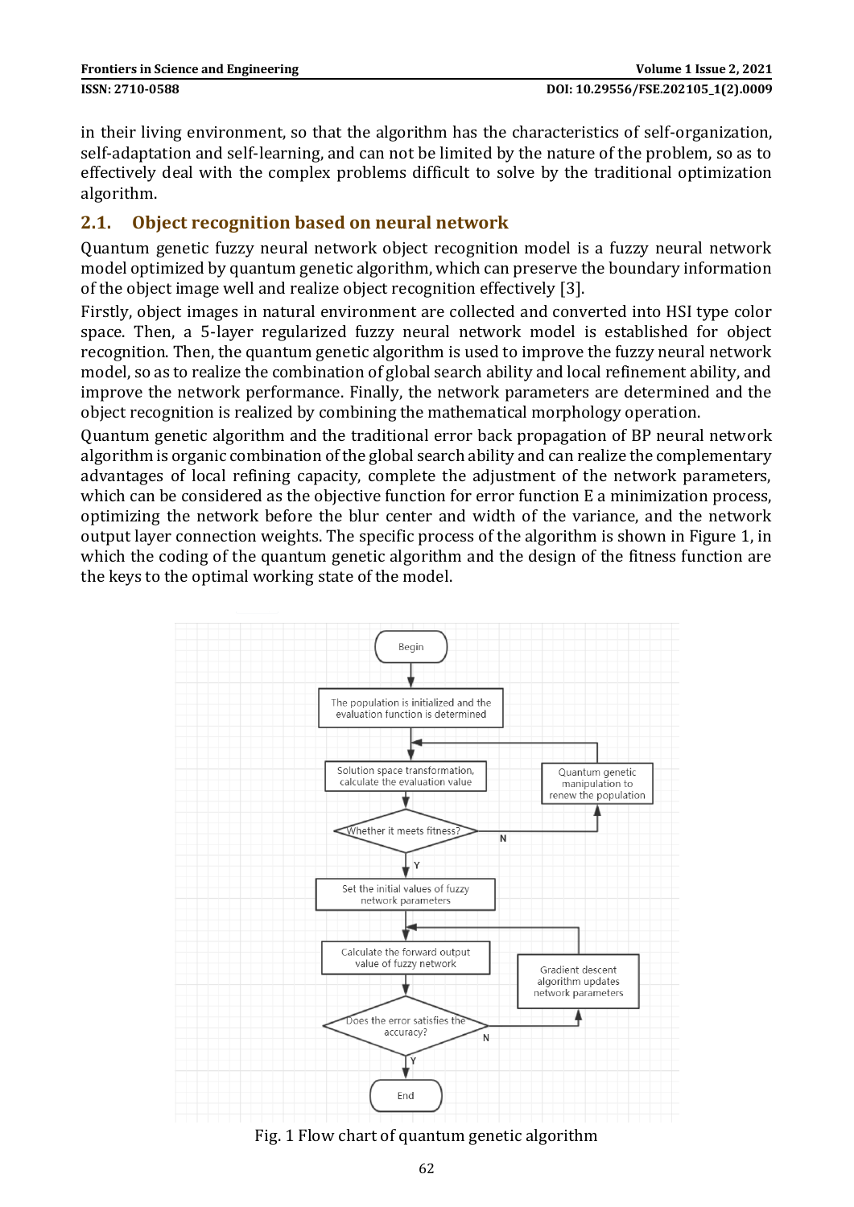in their living environment, so that the algorithm has the characteristics of self-organization, self-adaptation and self-learning, and can not be limited by the nature of the problem, so as to effectively deal with the complex problems difficult to solve by the traditional optimization algorithm.

## 2.1. Object recognition based on neural network

Quantum genetic fuzzy neural network object recognition model is a fuzzy neural network model optimized by quantum genetic algorithm, which can preserve the boundary information of the object image well and realize object recognition effectively [3].

Firstly, object images in natural environment are collected and converted into HSI type color space. Then, a 5-layer regularized fuzzy neural network model is established for object recognition. Then, the quantum genetic algorithm is used to improve the fuzzy neural network model, so as to realize the combination of global search ability and local refinement ability, and improve the network performance. Finally, the network parameters are determined and the object recognition is realized by combining the mathematical morphology operation.

Quantum genetic algorithm and the traditional error back propagation of BP neural network algorithm is organic combination of the global search ability and can realize the complementary advantages of local refining capacity, complete the adjustment of the network parameters, which can be considered as the objective function for error function E a minimization process, optimizing the network before the blur center and width of the variance, and the network output layer connection weights. The specific process of the algorithm is shown in Figure 1, in which the coding of the quantum genetic algorithm and the design of the fitness function are the keys to the optimal working state of the model.

Fig. 1 Flow chart of quantum genetic algorithm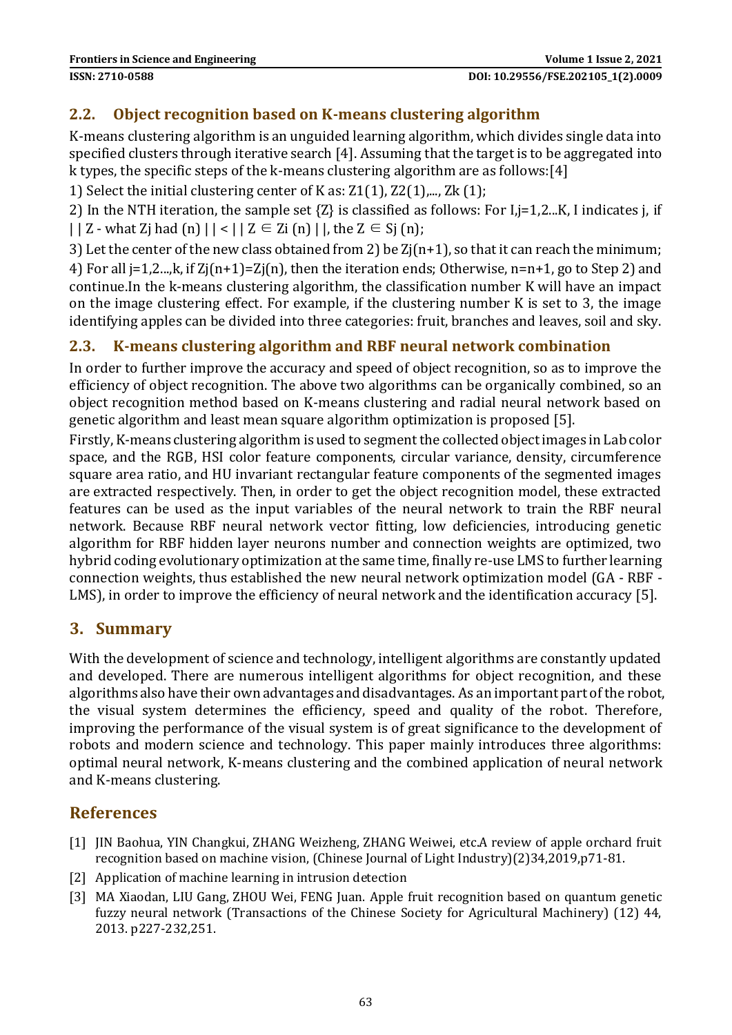## 2.2. Object recognition based on K-means clustering algorithm

K-means clustering algorithm is an unguided learning algorithm, which divides single data into specified clusters through iterative search [4]. Assuming that the target is to be aggregated into k types, the specific steps of the k-means clustering algorithm are as follows:[4]

1) Select the initial clustering center of K as: Z1(1), Z2(1),..., Zk (1);

2) In the NTH iteration, the sample set {Z} is classified as follows: For I,j=1,2...K, I indicates j, if | | Z - what Zj had (n) | | < | | Z ∈ Zi (n) | |, the Z ∈ Sj (n);

3) Let the center of the new class obtained from 2) be Zj(n+1), so that it can reach the minimum;

4) For all j=1,2...,k, if Zj(n+1)=Zj(n), then the iteration ends; Otherwise, n=n+1, go to Step 2) and continue.In the k-means clustering algorithm, the classification number K will have an impact on the image clustering effect. For example, if the clustering number K is set to 3, the image identifying apples can be divided into three categories: fruit, branches and leaves, soil and sky.

## 2.3. K-means clustering algorithm and RBF neural network combination

In order to further improve the accuracy and speed of object recognition, so as to improve the efficiency of object recognition. The above two algorithms can be organically combined, so an object recognition method based on K-means clustering and radial neural network based on genetic algorithm and least mean square algorithm optimization is proposed [5].

Firstly, K-means clustering algorithm is used to segment the collected object images in Lab color space, and the RGB, HSI color feature components, circular variance, density, circumference square area ratio, and HU invariant rectangular feature components of the segmented images are extracted respectively. Then, in order to get the object recognition model, these extracted features can be used as the input variables of the neural network to train the RBF neural network. Because RBF neural network vector fitting, low deficiencies, introducing genetic algorithm for RBF hidden layer neurons number and connection weights are optimized, two hybrid coding evolutionary optimization at the same time, finally re-use LMS to further learning connection weights, thus established the new neural network optimization model (GA - RBF - LMS), in order to improve the efficiency of neural network and the identification accuracy [5].

# 3. Summary

With the development of science and technology, intelligent algorithms are constantly updated and developed. There are numerous intelligent algorithms for object recognition, and these algorithms also have their own advantages and disadvantages. As an important part of the robot, the visual system determines the efficiency, speed and quality of the robot. Therefore, improving the performance of the visual system is of great significance to the development of robots and modern science and technology. This paper mainly introduces three algorithms: optimal neural network, K-means clustering and the combined application of neural network and K-means clustering.

# References

[1] JIN Baohua, YIN Changkui, ZHANG Weizheng, ZHANG Weiwei, etc.A review of apple orchard fruit recognition based on machine vision, (Chinese Journal of Light Industry)(2)34,2019,p71-81.

[2] Application of machine learning in intrusion detection

[3] MA Xiaodan, LIU Gang, ZHOU Wei, FENG Juan. Apple fruit recognition based on quantum genetic fuzzy neural network (Transactions of the Chinese Society for Agricultural Machinery) (12) 44, 2013. p227-232,251.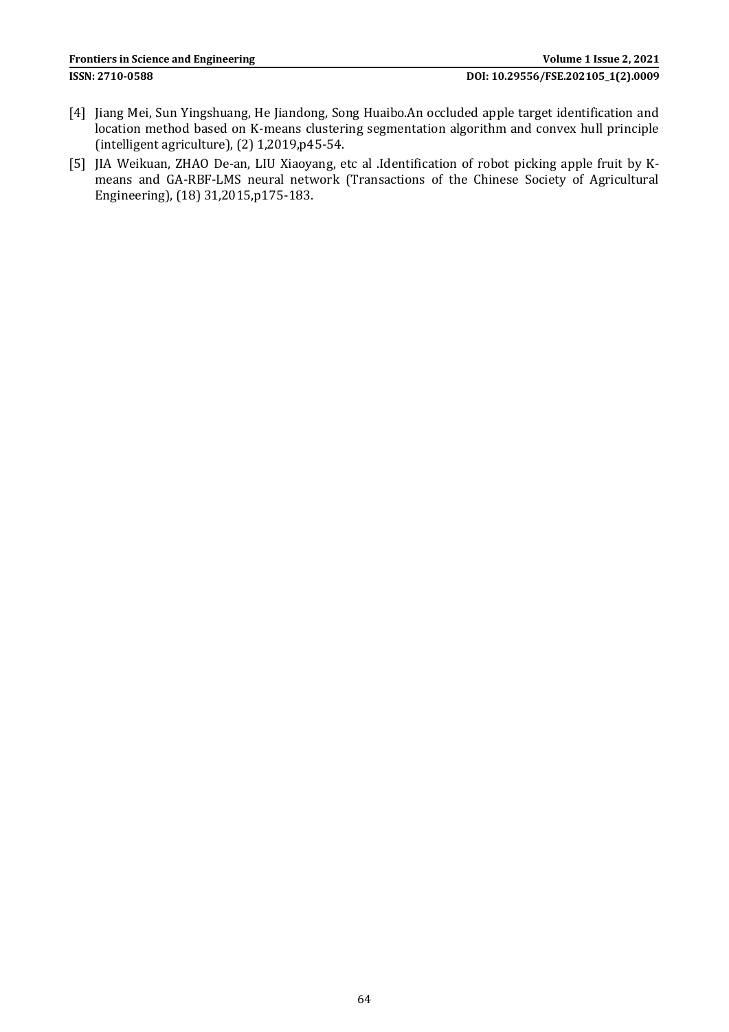[4] Jiang Mei, Sun Yingshuang, He Jiandong, Song Huaibo.An occluded apple target identification and location method based on K-means clustering segmentation algorithm and convex hull principle (intelligent agriculture), (2) 1,2019,p45-54.

[5] JIA Weikuan, ZHAO De-an, LIU Xiaoyang, etc al .Identification of robot picking apple fruit by K-means and GA-RBF-LMS neural network (Transactions of the Chinese Society of Agricultural Engineering), (18) 31,2015,p175-183.